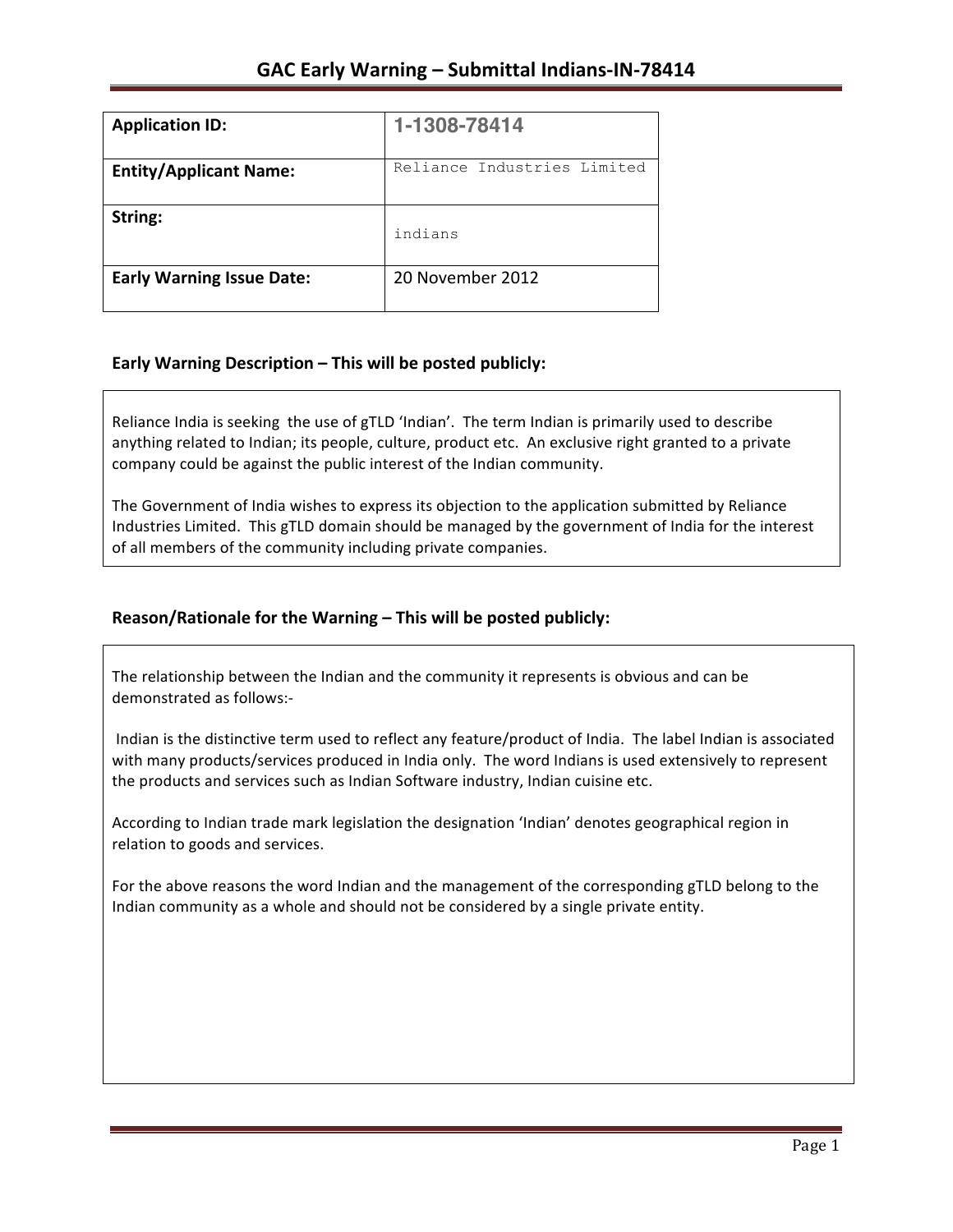# GAC Early Warning – Submittal Indians-IN-78414

| Application ID: | 1-1308-78414 |
|---|---|
| Entity/Applicant Name: | Reliance Industries Limited |
| String: | indians |
| Early Warning Issue Date: | 20 November 2012 |

## Early Warning Description – This will be posted publicly:

Reliance India is seeking the use of gTLD 'Indian'. The term Indian is primarily used to describe anything related to Indian; its people, culture, product etc. An exclusive right granted to a private company could be against the public interest of the Indian community.

The Government of India wishes to express its objection to the application submitted by Reliance Industries Limited. This gTLD domain should be managed by the government of India for the interest of all members of the community including private companies.

## Reason/Rationale for the Warning – This will be posted publicly:

The relationship between the Indian and the community it represents is obvious and can be demonstrated as follows:-

Indian is the distinctive term used to reflect any feature/product of India. The label Indian is associated with many products/services produced in India only. The word Indians is used extensively to represent the products and services such as Indian Software industry, Indian cuisine etc.

According to Indian trade mark legislation the designation 'Indian' denotes geographical region in relation to goods and services.

For the above reasons the word Indian and the management of the corresponding gTLD belong to the Indian community as a whole and should not be considered by a single private entity.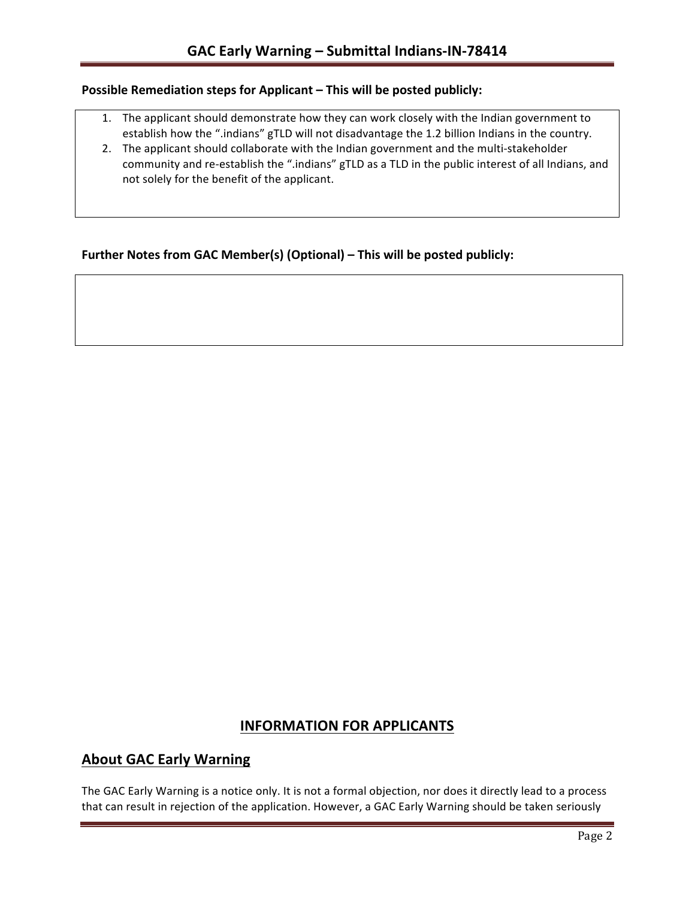**Possible Remediation steps for Applicant – This will be posted publicly:**

1. The applicant should demonstrate how they can work closely with the Indian government to establish how the ".indians" gTLD will not disadvantage the 1.2 billion Indians in the country.
2. The applicant should collaborate with the Indian government and the multi-stakeholder community and re-establish the ".indians" gTLD as a TLD in the public interest of all Indians, and not solely for the benefit of the applicant.

**Further Notes from GAC Member(s) (Optional) – This will be posted publicly:**

## INFORMATION FOR APPLICANTS

## About GAC Early Warning

The GAC Early Warning is a notice only. It is not a formal objection, nor does it directly lead to a process that can result in rejection of the application. However, a GAC Early Warning should be taken seriously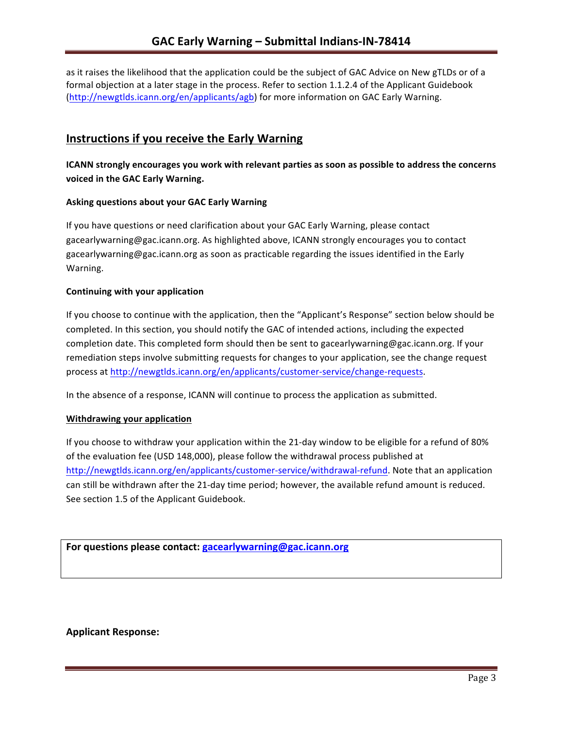as it raises the likelihood that the application could be the subject of GAC Advice on New gTLDs or of a formal objection at a later stage in the process. Refer to section 1.1.2.4 of the Applicant Guidebook (http://newgtlds.icann.org/en/applicants/agb) for more information on GAC Early Warning.

## Instructions if you receive the Early Warning

**ICANN strongly encourages you work with relevant parties as soon as possible to address the concerns voiced in the GAC Early Warning.**

#### Asking questions about your GAC Early Warning

If you have questions or need clarification about your GAC Early Warning, please contact gacearlywarning@gac.icann.org. As highlighted above, ICANN strongly encourages you to contact gacearlywarning@gac.icann.org as soon as practicable regarding the issues identified in the Early Warning.

#### Continuing with your application

If you choose to continue with the application, then the "Applicant's Response" section below should be completed. In this section, you should notify the GAC of intended actions, including the expected completion date. This completed form should then be sent to gacearlywarning@gac.icann.org. If your remediation steps involve submitting requests for changes to your application, see the change request process at http://newgtlds.icann.org/en/applicants/customer-service/change-requests.

In the absence of a response, ICANN will continue to process the application as submitted.

#### Withdrawing your application

If you choose to withdraw your application within the 21-day window to be eligible for a refund of 80% of the evaluation fee (USD 148,000), please follow the withdrawal process published at http://newgtlds.icann.org/en/applicants/customer-service/withdrawal-refund. Note that an application can still be withdrawn after the 21-day time period; however, the available refund amount is reduced. See section 1.5 of the Applicant Guidebook.

**For questions please contact: gacearlywarning@gac.icann.org**

### Applicant Response: